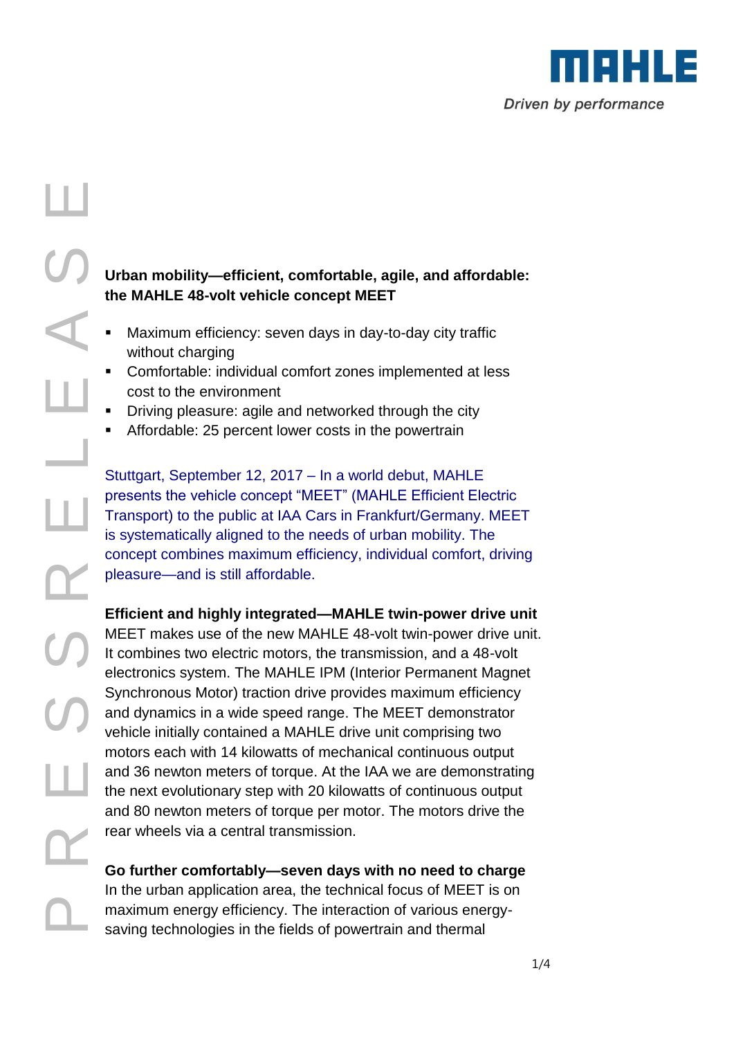**Urban mobility—efficient, comfortable, agile, and affordable: the MAHLE 48-volt vehicle concept MEET**

- Maximum efficiency: seven days in day-to-day city traffic without charging
- Comfortable: individual comfort zones implemented at less cost to the environment
- Driving pleasure: agile and networked through the city
- Affordable: 25 percent lower costs in the powertrain

Stuttgart, September 12, 2017 – In a world debut, MAHLE presents the vehicle concept “MEET” (MAHLE Efficient Electric Transport) to the public at IAA Cars in Frankfurt/Germany. MEET is systematically aligned to the needs of urban mobility. The concept combines maximum efficiency, individual comfort, driving pleasure—and is still affordable.

**Efficient and highly integrated—MAHLE twin-power drive unit**

MEET makes use of the new MAHLE 48-volt twin-power drive unit. It combines two electric motors, the transmission, and a 48-volt electronics system. The MAHLE IPM (Interior Permanent Magnet Synchronous Motor) traction drive provides maximum efficiency and dynamics in a wide speed range. The MEET demonstrator vehicle initially contained a MAHLE drive unit comprising two motors each with 14 kilowatts of mechanical continuous output and 36 newton meters of torque. At the IAA we are demonstrating the next evolutionary step with 20 kilowatts of continuous output and 80 newton meters of torque per motor. The motors drive the rear wheels via a central transmission.

**Go further comfortably—seven days with no need to charge**

In the urban application area, the technical focus of MEET is on maximum energy efficiency. The interaction of various energy-saving technologies in the fields of powertrain and thermal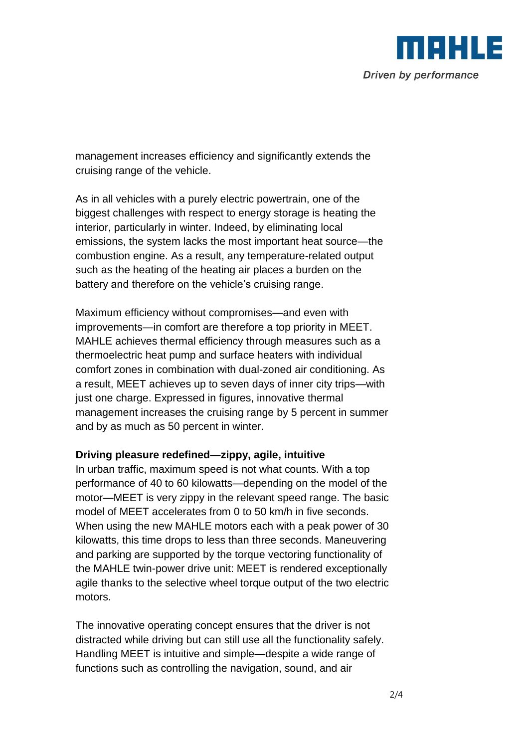management increases efficiency and significantly extends the cruising range of the vehicle.

As in all vehicles with a purely electric powertrain, one of the biggest challenges with respect to energy storage is heating the interior, particularly in winter. Indeed, by eliminating local emissions, the system lacks the most important heat source—the combustion engine. As a result, any temperature-related output such as the heating of the heating air places a burden on the battery and therefore on the vehicle's cruising range.

Maximum efficiency without compromises—and even with improvements—in comfort are therefore a top priority in MEET. MAHLE achieves thermal efficiency through measures such as a thermoelectric heat pump and surface heaters with individual comfort zones in combination with dual-zoned air conditioning. As a result, MEET achieves up to seven days of inner city trips—with just one charge. Expressed in figures, innovative thermal management increases the cruising range by 5 percent in summer and by as much as 50 percent in winter.

**Driving pleasure redefined—zippy, agile, intuitive**

In urban traffic, maximum speed is not what counts. With a top performance of 40 to 60 kilowatts—depending on the model of the motor—MEET is very zippy in the relevant speed range. The basic model of MEET accelerates from 0 to 50 km/h in five seconds. When using the new MAHLE motors each with a peak power of 30 kilowatts, this time drops to less than three seconds. Maneuvering and parking are supported by the torque vectoring functionality of the MAHLE twin-power drive unit: MEET is rendered exceptionally agile thanks to the selective wheel torque output of the two electric motors.

The innovative operating concept ensures that the driver is not distracted while driving but can still use all the functionality safely. Handling MEET is intuitive and simple—despite a wide range of functions such as controlling the navigation, sound, and air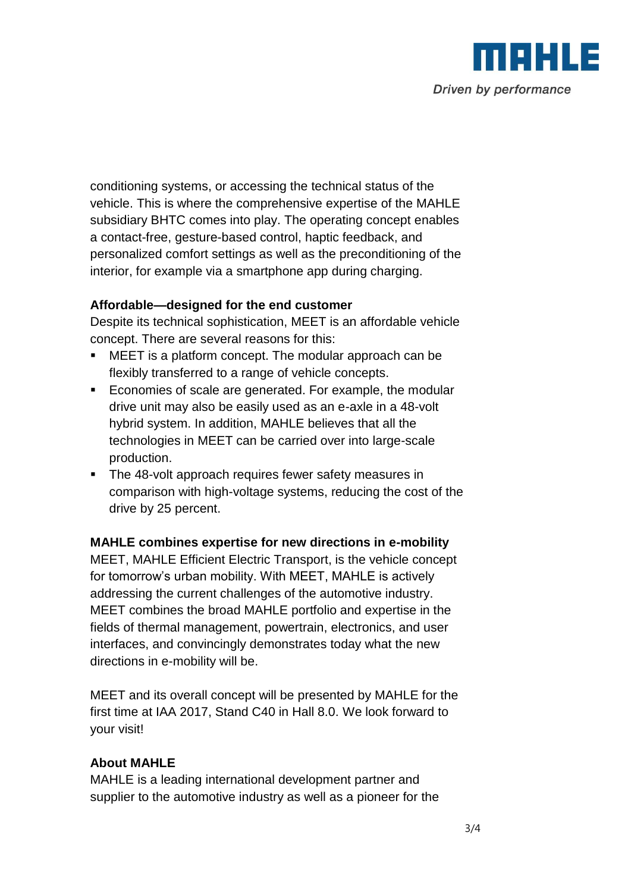conditioning systems, or accessing the technical status of the vehicle. This is where the comprehensive expertise of the MAHLE subsidiary BHTC comes into play. The operating concept enables a contact-free, gesture-based control, haptic feedback, and personalized comfort settings as well as the preconditioning of the interior, for example via a smartphone app during charging.

**Affordable—designed for the end customer**

Despite its technical sophistication, MEET is an affordable vehicle concept. There are several reasons for this:

- MEET is a platform concept. The modular approach can be flexibly transferred to a range of vehicle concepts.
- Economies of scale are generated. For example, the modular drive unit may also be easily used as an e-axle in a 48-volt hybrid system. In addition, MAHLE believes that all the technologies in MEET can be carried over into large-scale production.
- The 48-volt approach requires fewer safety measures in comparison with high-voltage systems, reducing the cost of the drive by 25 percent.

**MAHLE combines expertise for new directions in e-mobility**

MEET, MAHLE Efficient Electric Transport, is the vehicle concept for tomorrow's urban mobility. With MEET, MAHLE is actively addressing the current challenges of the automotive industry. MEET combines the broad MAHLE portfolio and expertise in the fields of thermal management, powertrain, electronics, and user interfaces, and convincingly demonstrates today what the new directions in e-mobility will be.

MEET and its overall concept will be presented by MAHLE for the first time at IAA 2017, Stand C40 in Hall 8.0. We look forward to your visit!

**About MAHLE**

MAHLE is a leading international development partner and supplier to the automotive industry as well as a pioneer for the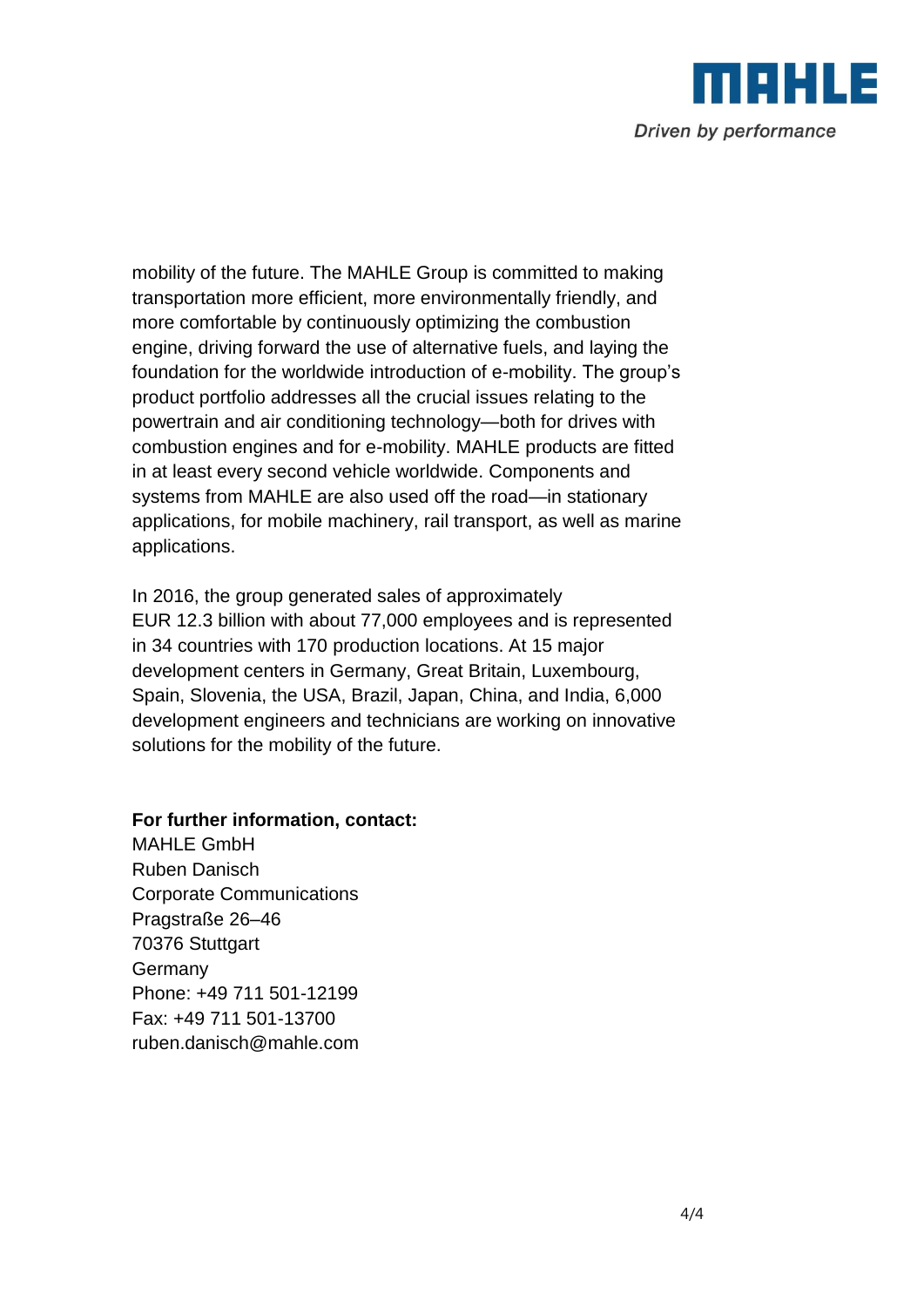mobility of the future. The MAHLE Group is committed to making transportation more efficient, more environmentally friendly, and more comfortable by continuously optimizing the combustion engine, driving forward the use of alternative fuels, and laying the foundation for the worldwide introduction of e-mobility. The group's product portfolio addresses all the crucial issues relating to the powertrain and air conditioning technology—both for drives with combustion engines and for e-mobility. MAHLE products are fitted in at least every second vehicle worldwide. Components and systems from MAHLE are also used off the road—in stationary applications, for mobile machinery, rail transport, as well as marine applications.

In 2016, the group generated sales of approximately EUR 12.3 billion with about 77,000 employees and is represented in 34 countries with 170 production locations. At 15 major development centers in Germany, Great Britain, Luxembourg, Spain, Slovenia, the USA, Brazil, Japan, China, and India, 6,000 development engineers and technicians are working on innovative solutions for the mobility of the future.

**For further information, contact:**
MAHLE GmbH
Ruben Danisch
Corporate Communications
Pragstraße 26–46
70376 Stuttgart
Germany
Phone: +49 711 501-12199
Fax: +49 711 501-13700
ruben.danisch@mahle.com